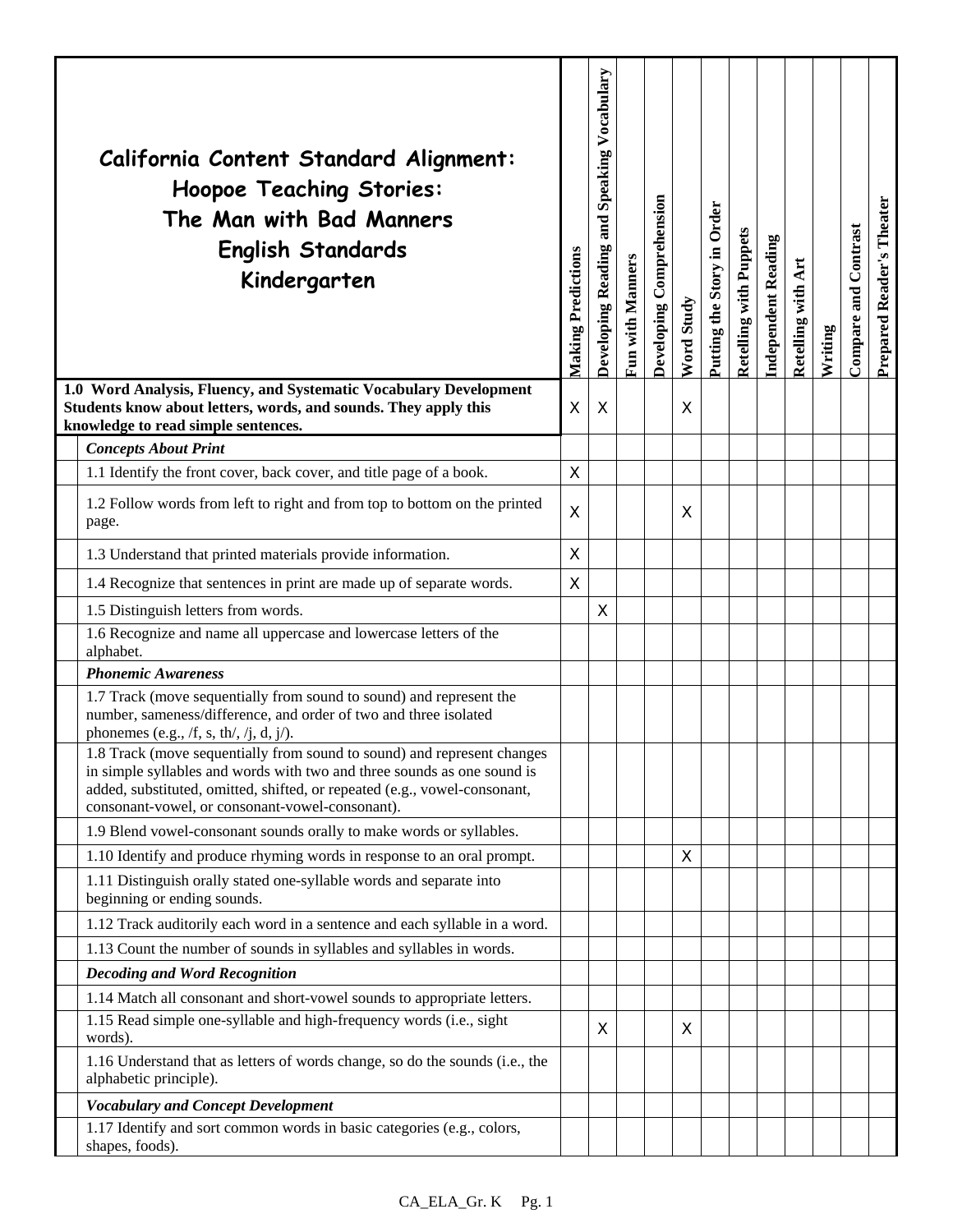| California Content Standard Alignment: Hoopoe Teaching Stories: The Man with Bad Manners English Standards Kindergarten | Making Predictions | Developing Reading and Speaking Vocabulary | Fun with Manners | Developing Comprehension | Word Study | Putting the Story in Order | Retelling with Puppets | Independent Reading | Retelling with Art | Writing | Compare and Contrast | Prepared Reader's Theater |
|---|---|---|---|---|---|---|---|---|---|---|---|---|
| **1.0 Word Analysis, Fluency, and Systematic Vocabulary Development Students know about letters, words, and sounds. They apply this knowledge to read simple sentences.** | X | X | | | X | | | | | | | |
| ***Concepts About Print*** | | | | | | | | | | | | |
| 1.1 Identify the front cover, back cover, and title page of a book. | X | | | | | | | | | | | |
| 1.2 Follow words from left to right and from top to bottom on the printed page. | X | | | | X | | | | | | | |
| 1.3 Understand that printed materials provide information. | X | | | | | | | | | | | |
| 1.4 Recognize that sentences in print are made up of separate words. | X | | | | | | | | | | | |
| 1.5 Distinguish letters from words. | | X | | | | | | | | | | |
| 1.6 Recognize and name all uppercase and lowercase letters of the alphabet. | | | | | | | | | | | | |
| ***Phonemic Awareness*** | | | | | | | | | | | | |
| 1.7 Track (move sequentially from sound to sound) and represent the number, sameness/difference, and order of two and three isolated phonemes (e.g., /f, s, th/, /j, d, j/). | | | | | | | | | | | | |
| 1.8 Track (move sequentially from sound to sound) and represent changes in simple syllables and words with two and three sounds as one sound is added, substituted, omitted, shifted, or repeated (e.g., vowel-consonant, consonant-vowel, or consonant-vowel-consonant). | | | | | | | | | | | | |
| 1.9 Blend vowel-consonant sounds orally to make words or syllables. | | | | | | | | | | | | |
| 1.10 Identify and produce rhyming words in response to an oral prompt. | | | | | X | | | | | | | |
| 1.11 Distinguish orally stated one-syllable words and separate into beginning or ending sounds. | | | | | | | | | | | | |
| 1.12 Track auditorily each word in a sentence and each syllable in a word. | | | | | | | | | | | | |
| 1.13 Count the number of sounds in syllables and syllables in words. | | | | | | | | | | | | |
| ***Decoding and Word Recognition*** | | | | | | | | | | | | |
| 1.14 Match all consonant and short-vowel sounds to appropriate letters. | | | | | | | | | | | | |
| 1.15 Read simple one-syllable and high-frequency words (i.e., sight words). | | X | | | X | | | | | | | |
| 1.16 Understand that as letters of words change, so do the sounds (i.e., the alphabetic principle). | | | | | | | | | | | | |
| ***Vocabulary and Concept Development*** | | | | | | | | | | | | |
| 1.17 Identify and sort common words in basic categories (e.g., colors, shapes, foods). | | | | | | | | | | | | |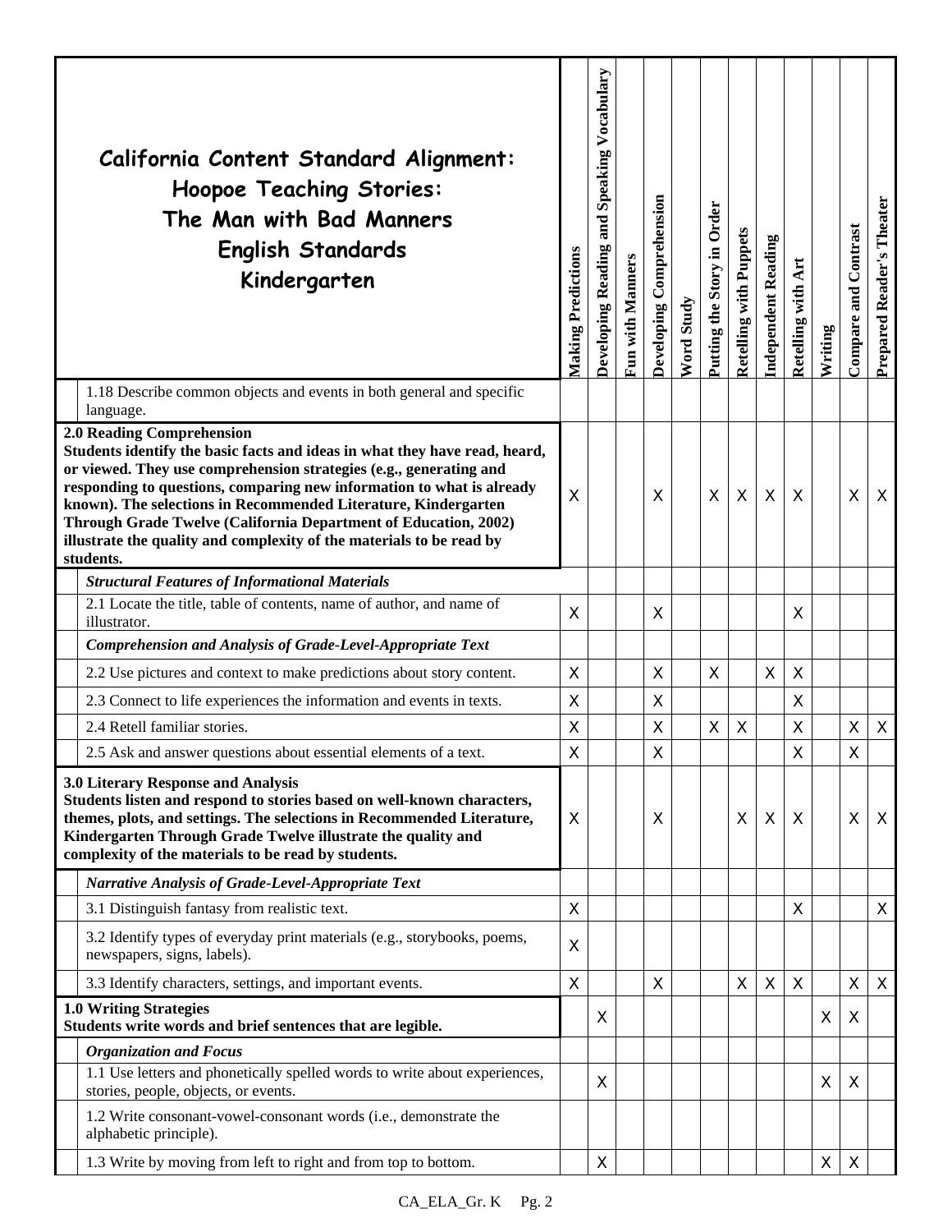| California Content Standard Alignment: Hoopoe Teaching Stories: The Man with Bad Manners English Standards Kindergarten | Making Predictions | Developing Reading and Speaking Vocabulary | Fun with Manners | Developing Comprehension | Word Study | Putting the Story in Order | Retelling with Puppets | Independent Reading | Retelling with Art | Writing | Compare and Contrast | Prepared Reader's Theater |
|---|---|---|---|---|---|---|---|---|---|---|---|---|
| 1.18 Describe common objects and events in both general and specific language. | | | | | | | | | | | | |
| **2.0 Reading Comprehension Students identify the basic facts and ideas in what they have read, heard, or viewed. They use comprehension strategies (e.g., generating and responding to questions, comparing new information to what is already known). The selections in Recommended Literature, Kindergarten Through Grade Twelve (California Department of Education, 2002) illustrate the quality and complexity of the materials to be read by students.** | X | | | X | | X | X | X | X | | X | X |
| ***Structural Features of Informational Materials*** | | | | | | | | | | | | |
| 2.1 Locate the title, table of contents, name of author, and name of illustrator. | X | | | X | | | | | X | | | |
| ***Comprehension and Analysis of Grade-Level-Appropriate Text*** | | | | | | | | | | | | |
| 2.2 Use pictures and context to make predictions about story content. | X | | | X | | X | | X | X | | | |
| 2.3 Connect to life experiences the information and events in texts. | X | | | X | | | | | X | | | |
| 2.4 Retell familiar stories. | X | | | X | | X | X | | X | | X | X |
| 2.5 Ask and answer questions about essential elements of a text. | X | | | X | | | | | X | | X | |
| **3.0 Literary Response and Analysis Students listen and respond to stories based on well-known characters, themes, plots, and settings. The selections in Recommended Literature, Kindergarten Through Grade Twelve illustrate the quality and complexity of the materials to be read by students.** | X | | | X | | | X | X | X | | X | X |
| ***Narrative Analysis of Grade-Level-Appropriate Text*** | | | | | | | | | | | | |
| 3.1 Distinguish fantasy from realistic text. | X | | | | | | | | X | | | X |
| 3.2 Identify types of everyday print materials (e.g., storybooks, poems, newspapers, signs, labels). | X | | | | | | | | | | | |
| 3.3 Identify characters, settings, and important events. | X | | | X | | | X | X | X | | X | X |
| **1.0 Writing Strategies Students write words and brief sentences that are legible.** | | X | | | | | | | | X | X | |
| ***Organization and Focus*** | | | | | | | | | | | | |
| 1.1 Use letters and phonetically spelled words to write about experiences, stories, people, objects, or events. | | X | | | | | | | | X | X | |
| 1.2 Write consonant-vowel-consonant words (i.e., demonstrate the alphabetic principle). | | | | | | | | | | | | |
| 1.3 Write by moving from left to right and from top to bottom. | | X | | | | | | | | X | X | |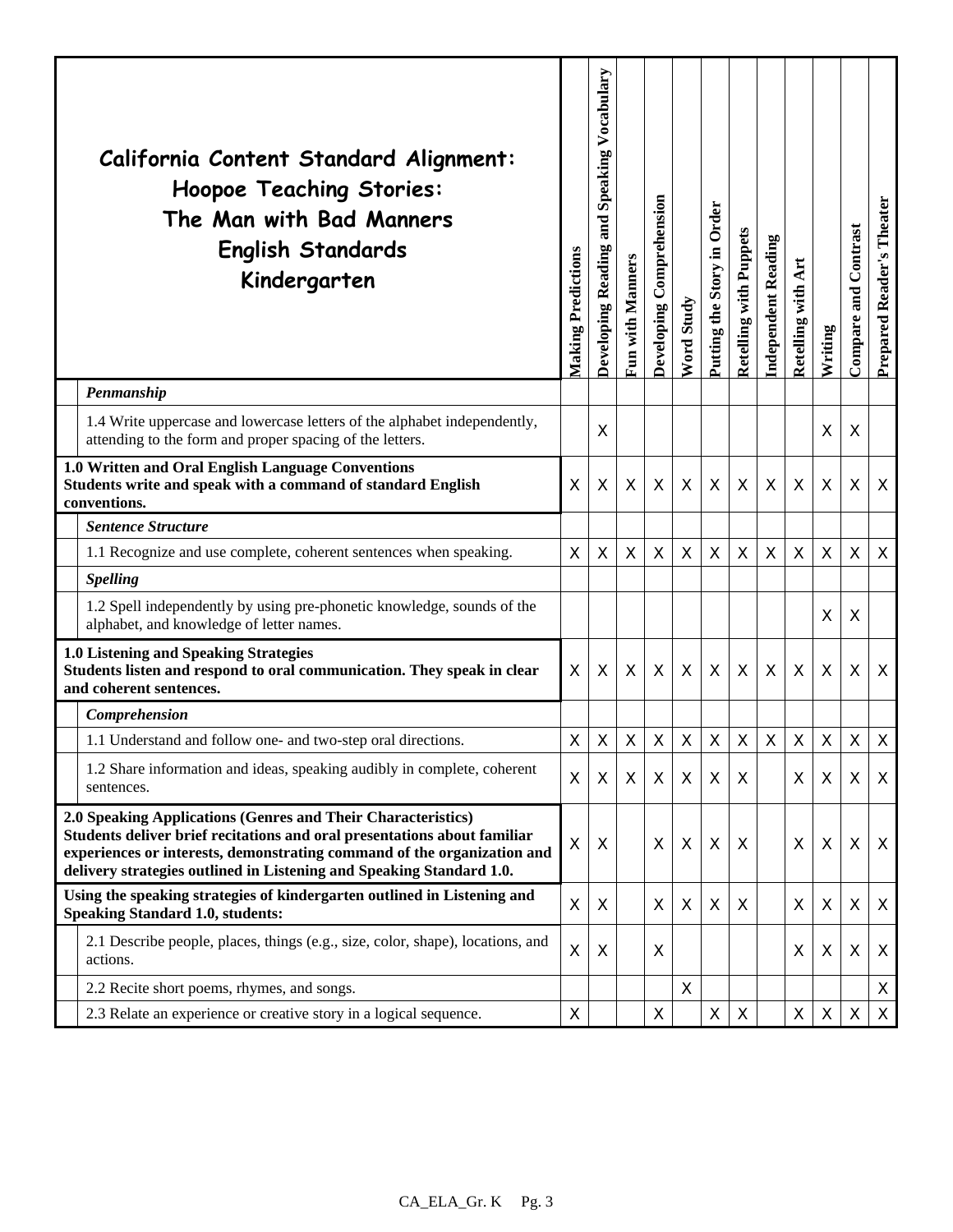| California Content Standard Alignment: Hoopoe Teaching Stories: The Man with Bad Manners English Standards Kindergarten | Making Predictions | Developing Reading and Speaking Vocabulary | Fun with Manners | Developing Comprehension | Word Study | Putting the Story in Order | Retelling with Puppets | Independent Reading | Retelling with Art | Writing | Compare and Contrast | Prepared Reader's Theater |
|---|---|---|---|---|---|---|---|---|---|---|---|---|
| ***Penmanship*** | | | | | | | | | | | | |
| 1.4 Write uppercase and lowercase letters of the alphabet independently, attending to the form and proper spacing of the letters. | | X | | | | | | | | X | X | |
| **1.0 Written and Oral English Language Conventions Students write and speak with a command of standard English conventions.** | X | X | X | X | X | X | X | X | X | X | X | X |
| ***Sentence Structure*** | | | | | | | | | | | | |
| 1.1 Recognize and use complete, coherent sentences when speaking. | X | X | X | X | X | X | X | X | X | X | X | X |
| ***Spelling*** | | | | | | | | | | | | |
| 1.2 Spell independently by using pre-phonetic knowledge, sounds of the alphabet, and knowledge of letter names. | | | | | | | | | | X | X | |
| **1.0 Listening and Speaking Strategies Students listen and respond to oral communication. They speak in clear and coherent sentences.** | X | X | X | X | X | X | X | X | X | X | X | X |
| ***Comprehension*** | | | | | | | | | | | | |
| 1.1 Understand and follow one- and two-step oral directions. | X | X | X | X | X | X | X | X | X | X | X | X |
| 1.2 Share information and ideas, speaking audibly in complete, coherent sentences. | X | X | X | X | X | X | X | | X | X | X | X |
| **2.0 Speaking Applications (Genres and Their Characteristics) Students deliver brief recitations and oral presentations about familiar experiences or interests, demonstrating command of the organization and delivery strategies outlined in Listening and Speaking Standard 1.0.** | X | X | | X | X | X | X | | X | X | X | X |
| **Using the speaking strategies of kindergarten outlined in Listening and Speaking Standard 1.0, students:** | X | X | | X | X | X | X | | X | X | X | X |
| 2.1 Describe people, places, things (e.g., size, color, shape), locations, and actions. | X | X | | X | | | | | X | X | X | X |
| 2.2 Recite short poems, rhymes, and songs. | | | | | X | | | | | | | X |
| 2.3 Relate an experience or creative story in a logical sequence. | X | | | X | | X | X | | X | X | X | X |